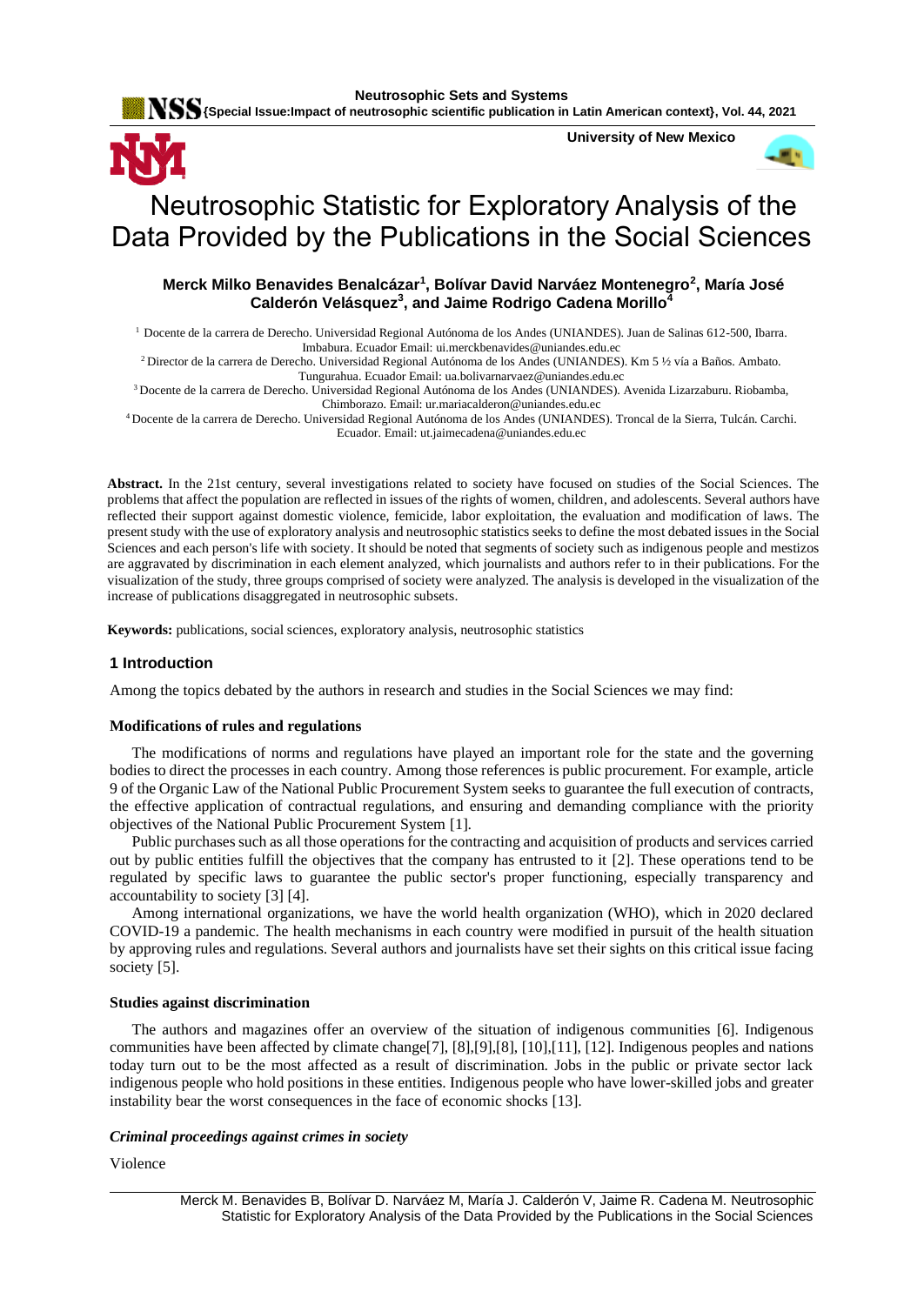# Neutrosophic Statistic for Exploratory Analysis of the Data Provided by the Publications in the Social Sciences

**Merck Milko Benavides Benalcázar[1], Bolívar David Narváez Montenegro[2], María José Calderón Velásquez[3], and Jaime Rodrigo Cadena Morillo[4]**

[1] Docente de la carrera de Derecho. Universidad Regional Autónoma de los Andes (UNIANDES). Juan de Salinas 612-500, Ibarra. Imbabura. Ecuador Email: ui.merckbenavides@uniandes.edu.ec

[2] Director de la carrera de Derecho. Universidad Regional Autónoma de los Andes (UNIANDES). Km 5 ½ vía a Baños. Ambato. Tungurahua. Ecuador Email: ua.bolivarnarvaez@uniandes.edu.ec

[3] Docente de la carrera de Derecho. Universidad Regional Autónoma de los Andes (UNIANDES). Avenida Lizarzaburu. Riobamba, Chimborazo. Email: ur.mariacalderon@uniandes.edu.ec

[4] Docente de la carrera de Derecho. Universidad Regional Autónoma de los Andes (UNIANDES). Troncal de la Sierra, Tulcán. Carchi. Ecuador. Email: ut.jaimecadena@uniandes.edu.ec

**Abstract.** In the 21st century, several investigations related to society have focused on studies of the Social Sciences. The problems that affect the population are reflected in issues of the rights of women, children, and adolescents. Several authors have reflected their support against domestic violence, femicide, labor exploitation, the evaluation and modification of laws. The present study with the use of exploratory analysis and neutrosophic statistics seeks to define the most debated issues in the Social Sciences and each person's life with society. It should be noted that segments of society such as indigenous people and mestizos are aggravated by discrimination in each element analyzed, which journalists and authors refer to in their publications. For the visualization of the study, three groups comprised of society were analyzed. The analysis is developed in the visualization of the increase of publications disaggregated in neutrosophic subsets.

**Keywords:** publications, social sciences, exploratory analysis, neutrosophic statistics

## 1 Introduction

Among the topics debated by the authors in research and studies in the Social Sciences we may find:

**Modifications of rules and regulations**

The modifications of norms and regulations have played an important role for the state and the governing bodies to direct the processes in each country. Among those references is public procurement. For example, article 9 of the Organic Law of the National Public Procurement System seeks to guarantee the full execution of contracts, the effective application of contractual regulations, and ensuring and demanding compliance with the priority objectives of the National Public Procurement System [1].

Public purchases such as all those operations for the contracting and acquisition of products and services carried out by public entities fulfill the objectives that the company has entrusted to it [2]. These operations tend to be regulated by specific laws to guarantee the public sector's proper functioning, especially transparency and accountability to society [3] [4].

Among international organizations, we have the world health organization (WHO), which in 2020 declared COVID-19 a pandemic. The health mechanisms in each country were modified in pursuit of the health situation by approving rules and regulations. Several authors and journalists have set their sights on this critical issue facing society [5].

**Studies against discrimination**

The authors and magazines offer an overview of the situation of indigenous communities [6]. Indigenous communities have been affected by climate change[7], [8],[9],[8], [10],[11], [12]. Indigenous peoples and nations today turn out to be the most affected as a result of discrimination. Jobs in the public or private sector lack indigenous people who hold positions in these entities. Indigenous people who have lower-skilled jobs and greater instability bear the worst consequences in the face of economic shocks [13].

***Criminal proceedings against crimes in society***

Violence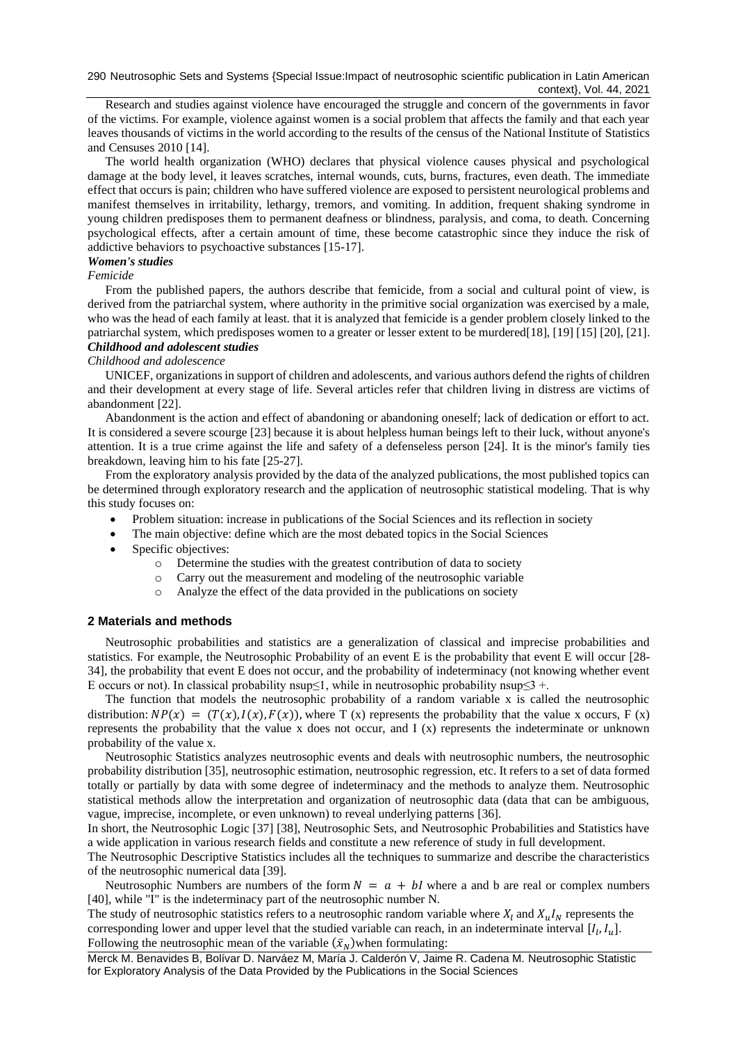Research and studies against violence have encouraged the struggle and concern of the governments in favor of the victims. For example, violence against women is a social problem that affects the family and that each year leaves thousands of victims in the world according to the results of the census of the National Institute of Statistics and Censuses 2010 [14].

The world health organization (WHO) declares that physical violence causes physical and psychological damage at the body level, it leaves scratches, internal wounds, cuts, burns, fractures, even death. The immediate effect that occurs is pain; children who have suffered violence are exposed to persistent neurological problems and manifest themselves in irritability, lethargy, tremors, and vomiting. In addition, frequent shaking syndrome in young children predisposes them to permanent deafness or blindness, paralysis, and coma, to death. Concerning psychological effects, after a certain amount of time, these become catastrophic since they induce the risk of addictive behaviors to psychoactive substances [15-17].

***Women's studies***

*Femicide*

From the published papers, the authors describe that femicide, from a social and cultural point of view, is derived from the patriarchal system, where authority in the primitive social organization was exercised by a male, who was the head of each family at least. that it is analyzed that femicide is a gender problem closely linked to the patriarchal system, which predisposes women to a greater or lesser extent to be murdered[18], [19] [15] [20], [21].

***Childhood and adolescent studies***

*Childhood and adolescence*

UNICEF, organizations in support of children and adolescents, and various authors defend the rights of children and their development at every stage of life. Several articles refer that children living in distress are victims of abandonment [22].

Abandonment is the action and effect of abandoning or abandoning oneself; lack of dedication or effort to act. It is considered a severe scourge [23] because it is about helpless human beings left to their luck, without anyone's attention. It is a true crime against the life and safety of a defenseless person [24]. It is the minor's family ties breakdown, leaving him to his fate [25-27].

From the exploratory analysis provided by the data of the analyzed publications, the most published topics can be determined through exploratory research and the application of neutrosophic statistical modeling. That is why this study focuses on:

- Problem situation: increase in publications of the Social Sciences and its reflection in society
- The main objective: define which are the most debated topics in the Social Sciences
- Specific objectives:
  - Determine the studies with the greatest contribution of data to society
  - Carry out the measurement and modeling of the neutrosophic variable
  - Analyze the effect of the data provided in the publications on society

## 2 Materials and methods

Neutrosophic probabilities and statistics are a generalization of classical and imprecise probabilities and statistics. For example, the Neutrosophic Probability of an event E is the probability that event E will occur [28-34], the probability that event E does not occur, and the probability of indeterminacy (not knowing whether event E occurs or not). In classical probability nsup≤1, while in neutrosophic probability nsup≤3 +.

The function that models the neutrosophic probability of a random variable x is called the neutrosophic distribution: $NP(x) = (T(x), I(x), F(x))$, where T (x) represents the probability that the value x occurs, F (x) represents the probability that the value x does not occur, and I (x) represents the indeterminate or unknown probability of the value x.

Neutrosophic Statistics analyzes neutrosophic events and deals with neutrosophic numbers, the neutrosophic probability distribution [35], neutrosophic estimation, neutrosophic regression, etc. It refers to a set of data formed totally or partially by data with some degree of indeterminacy and the methods to analyze them. Neutrosophic statistical methods allow the interpretation and organization of neutrosophic data (data that can be ambiguous, vague, imprecise, incomplete, or even unknown) to reveal underlying patterns [36].

In short, the Neutrosophic Logic [37] [38], Neutrosophic Sets, and Neutrosophic Probabilities and Statistics have a wide application in various research fields and constitute a new reference of study in full development.

The Neutrosophic Descriptive Statistics includes all the techniques to summarize and describe the characteristics of the neutrosophic numerical data [39].

Neutrosophic Numbers are numbers of the form $N = a + bI$ where a and b are real or complex numbers [40], while "I" is the indeterminacy part of the neutrosophic number N.

The study of neutrosophic statistics refers to a neutrosophic random variable where $X_l$ and $X_u I_N$ represents the corresponding lower and upper level that the studied variable can reach, in an indeterminate interval $[I_l, I_u]$.

Following the neutrosophic mean of the variable ($\bar{x}_N$)when formulating: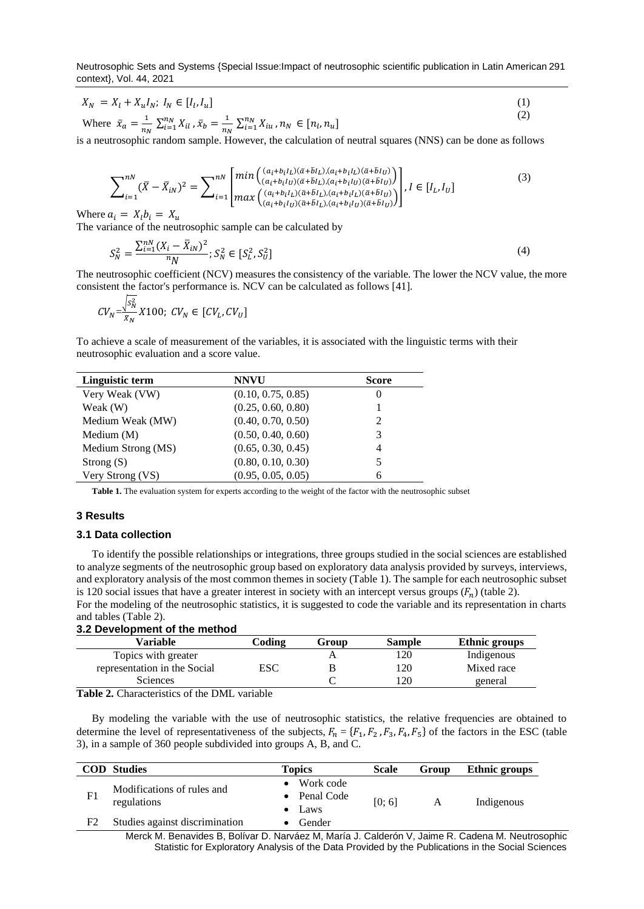$$X_N = X_l + X_u I_N;\ I_N \in [I_l, I_u] \tag{1}$$

Where $\bar{x}_a = \frac{1}{n_N}\sum_{i=1}^{n_N} X_{il}\ , \bar{x}_b = \frac{1}{n_N}\sum_{i=1}^{n_N} X_{iu}\ , n_N \in [n_l, n_u]$ (2)

is a neutrosophic random sample. However, the calculation of neutral squares (NNS) can be done as follows

$$\sum_{i=1}^{nN}(\bar{X} - \bar{X}_{iN})^2 = \sum_{i=1}^{nN}\begin{bmatrix} min\begin{pmatrix} (a_i+b_iI_L)(\bar{a}+\bar{b}I_L),(a_i+b_iI_L)(\bar{a}+\bar{b}I_U) \\ (a_i+b_iI_U)(\bar{a}+\bar{b}I_L),(a_i+b_iI_U)(\bar{a}+\bar{b}I_U) \end{pmatrix} \\ max\begin{pmatrix} (a_i+b_iI_L)(\bar{a}+\bar{b}I_L),(a_i+b_iI_L)(\bar{a}+\bar{b}I_U) \\ (a_i+b_iI_U)(\bar{a}+\bar{b}I_L),(a_i+b_iI_U)(\bar{a}+\bar{b}I_U) \end{pmatrix} \end{bmatrix}, I \in [I_L, I_U] \tag{3}$$

Where $a_i = X_l b_i = X_u$

The variance of the neutrosophic sample can be calculated by

$$S_N^2 = \frac{\sum_{i=1}^{nN}(X_i - \bar{X}_{iN})^2}{{}^{n}N};\ S_N^2 \in [S_L^2, S_U^2] \tag{4}$$

The neutrosophic coefficient (NCV) measures the consistency of the variable. The lower the NCV value, the more consistent the factor's performance is. NCV can be calculated as follows [41].

$$CV_N = \frac{\sqrt{S_N^2}}{\bar{x}_N} X100;\ CV_N \in [CV_L, CV_U]$$

To achieve a scale of measurement of the variables, it is associated with the linguistic terms with their neutrosophic evaluation and a score value.

| Linguistic term | NNVU | Score |
|---|---|---|
| Very Weak (VW) | (0.10, 0.75, 0.85) | 0 |
| Weak (W) | (0.25, 0.60, 0.80) | 1 |
| Medium Weak (MW) | (0.40, 0.70, 0.50) | 2 |
| Medium (M) | (0.50, 0.40, 0.60) | 3 |
| Medium Strong (MS) | (0.65, 0.30, 0.45) | 4 |
| Strong (S) | (0.80, 0.10, 0.30) | 5 |
| Very Strong (VS) | (0.95, 0.05, 0.05) | 6 |

**Table 1.** The evaluation system for experts according to the weight of the factor with the neutrosophic subset

## 3 Results

### 3.1 Data collection

To identify the possible relationships or integrations, three groups studied in the social sciences are established to analyze segments of the neutrosophic group based on exploratory data analysis provided by surveys, interviews, and exploratory analysis of the most common themes in society (Table 1). The sample for each neutrosophic subset is 120 social issues that have a greater interest in society with an intercept versus groups ($F_n$) (table 2).

For the modeling of the neutrosophic statistics, it is suggested to code the variable and its representation in charts and tables (Table 2).

### 3.2 Development of the method

| Variable | Coding | Group | Sample | Ethnic groups |
|---|---|---|---|---|
| Topics with greater representation in the Social Sciences | ESC | A | 120 | Indigenous |
| | | B | 120 | Mixed race |
| | | C | 120 | general |

**Table 2.** Characteristics of the DML variable

By modeling the variable with the use of neutrosophic statistics, the relative frequencies are obtained to determine the level of representativeness of the subjects, $F_n = \{F_1, F_2, F_3, F_4, F_5\}$ of the factors in the ESC (table 3), in a sample of 360 people subdivided into groups A, B, and C.

| COD | Studies | Topics | Scale | Group | Ethnic groups |
|---|---|---|---|---|---|
| F1 | Modifications of rules and regulations | • Work code<br>• Penal Code<br>• Laws | [0; 6] | A | Indigenous |
| F2 | Studies against discrimination | • Gender | | | |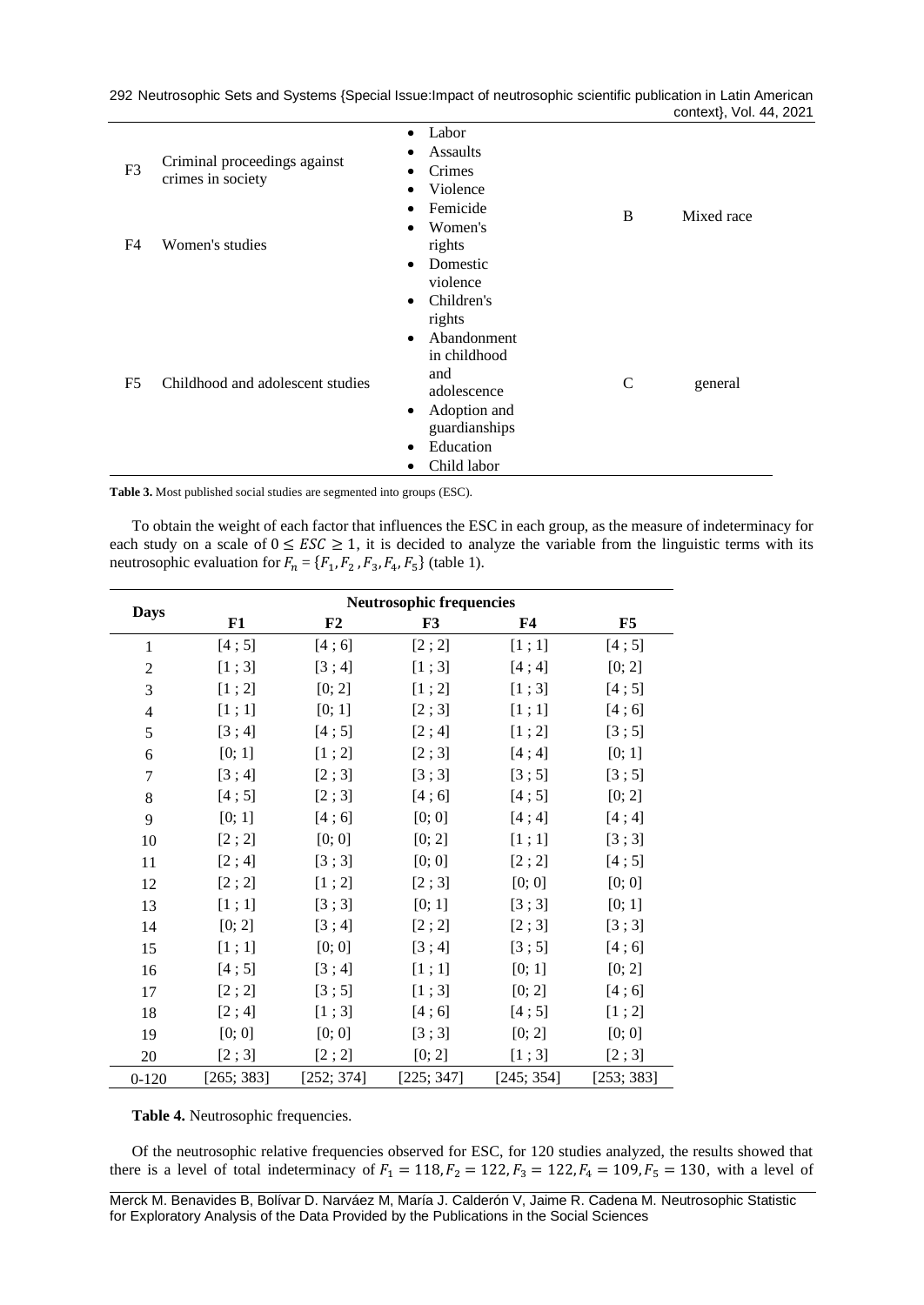| | | | | |
|---|---|---|---|---|
| F3 | Criminal proceedings against crimes in society | • Labor<br>• Assaults<br>• Crimes<br>• Violence | B | Mixed race |
| F4 | Women's studies | • Femicide<br>• Women's rights<br>• Domestic violence | | |
| F5 | Childhood and adolescent studies | • Children's rights<br>• Abandonment in childhood and adolescence<br>• Adoption and guardianships<br>• Education<br>• Child labor | C | general |

**Table 3.** Most published social studies are segmented into groups (ESC).

To obtain the weight of each factor that influences the ESC in each group, as the measure of indeterminacy for each study on a scale of $0 \leq ESC \geq 1$, it is decided to analyze the variable from the linguistic terms with its neutrosophic evaluation for $F_n = \{F_1, F_2, F_3, F_4, F_5\}$ (table 1).

| Days | Neutrosophic frequencies | | | | |
|---|---|---|---|---|---|
| | F1 | F2 | F3 | F4 | F5 |
| 1 | [4 ; 5] | [4 ; 6] | [2 ; 2] | [1 ; 1] | [4 ; 5] |
| 2 | [1 ; 3] | [3 ; 4] | [1 ; 3] | [4 ; 4] | [0; 2] |
| 3 | [1 ; 2] | [0; 2] | [1 ; 2] | [1 ; 3] | [4 ; 5] |
| 4 | [1 ; 1] | [0; 1] | [2 ; 3] | [1 ; 1] | [4 ; 6] |
| 5 | [3 ; 4] | [4 ; 5] | [2 ; 4] | [1 ; 2] | [3 ; 5] |
| 6 | [0; 1] | [1 ; 2] | [2 ; 3] | [4 ; 4] | [0; 1] |
| 7 | [3 ; 4] | [2 ; 3] | [3 ; 3] | [3 ; 5] | [3 ; 5] |
| 8 | [4 ; 5] | [2 ; 3] | [4 ; 6] | [4 ; 5] | [0; 2] |
| 9 | [0; 1] | [4 ; 6] | [0; 0] | [4 ; 4] | [4 ; 4] |
| 10 | [2 ; 2] | [0; 0] | [0; 2] | [1 ; 1] | [3 ; 3] |
| 11 | [2 ; 4] | [3 ; 3] | [0; 0] | [2 ; 2] | [4 ; 5] |
| 12 | [2 ; 2] | [1 ; 2] | [2 ; 3] | [0; 0] | [0; 0] |
| 13 | [1 ; 1] | [3 ; 3] | [0; 1] | [3 ; 3] | [0; 1] |
| 14 | [0; 2] | [3 ; 4] | [2 ; 2] | [2 ; 3] | [3 ; 3] |
| 15 | [1 ; 1] | [0; 0] | [3 ; 4] | [3 ; 5] | [4 ; 6] |
| 16 | [4 ; 5] | [3 ; 4] | [1 ; 1] | [0; 1] | [0; 2] |
| 17 | [2 ; 2] | [3 ; 5] | [1 ; 3] | [0; 2] | [4 ; 6] |
| 18 | [2 ; 4] | [1 ; 3] | [4 ; 6] | [4 ; 5] | [1 ; 2] |
| 19 | [0; 0] | [0; 0] | [3 ; 3] | [0; 2] | [0; 0] |
| 20 | [2 ; 3] | [2 ; 2] | [0; 2] | [1 ; 3] | [2 ; 3] |
| 0-120 | [265; 383] | [252; 374] | [225; 347] | [245; 354] | [253; 383] |

**Table 4.** Neutrosophic frequencies.

Of the neutrosophic relative frequencies observed for ESC, for 120 studies analyzed, the results showed that there is a level of total indeterminacy of $F_1 = 118, F_2 = 122, F_3 = 122, F_4 = 109, F_5 = 130$, with a level of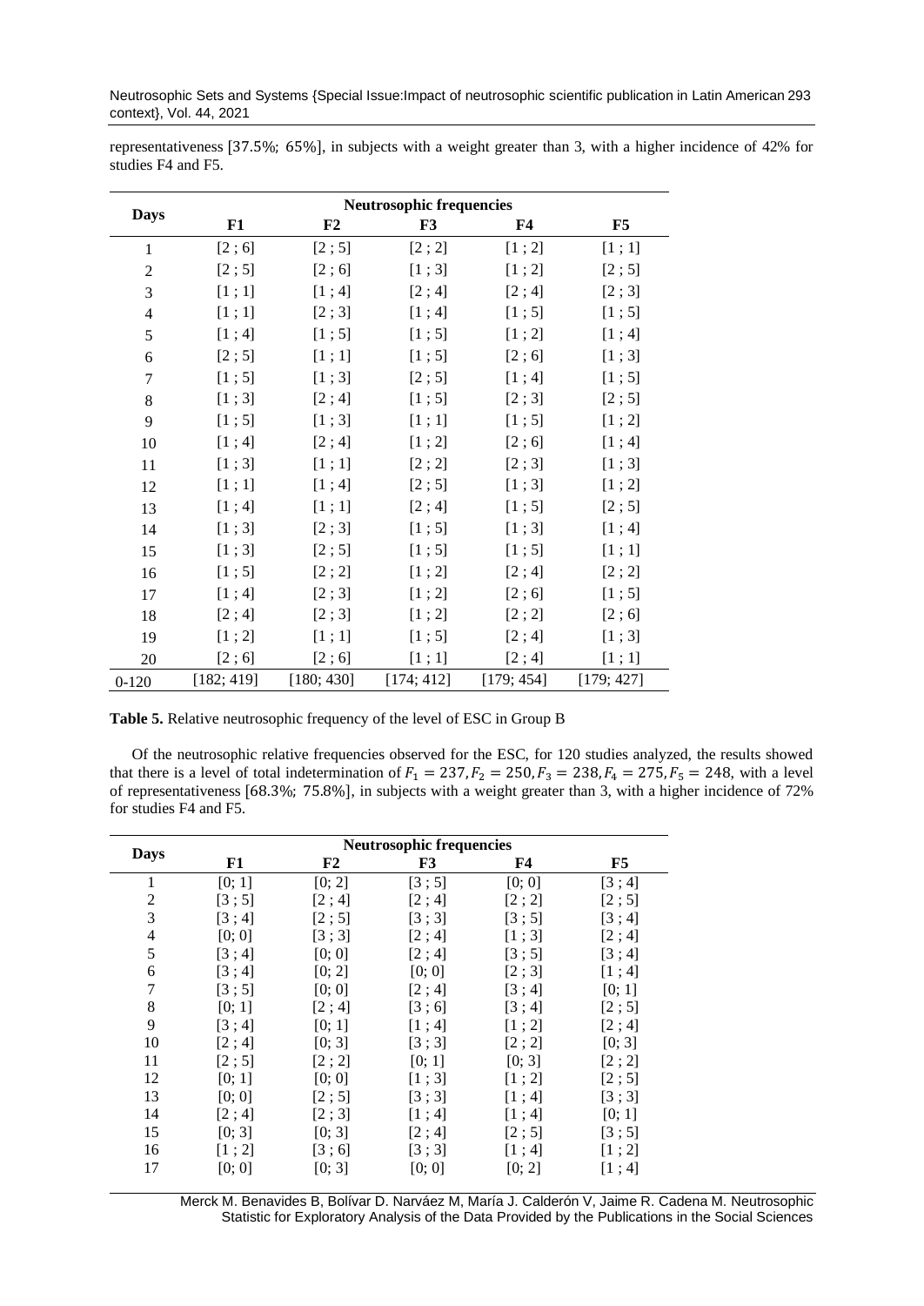representativeness [37.5%; 65%], in subjects with a weight greater than 3, with a higher incidence of 42% for studies F4 and F5.

| Days | Neutrosophic frequencies | | | | |
|---|---|---|---|---|---|
| | F1 | F2 | F3 | F4 | F5 |
| 1 | [2 ; 6] | [2 ; 5] | [2 ; 2] | [1 ; 2] | [1 ; 1] |
| 2 | [2 ; 5] | [2 ; 6] | [1 ; 3] | [1 ; 2] | [2 ; 5] |
| 3 | [1 ; 1] | [1 ; 4] | [2 ; 4] | [2 ; 4] | [2 ; 3] |
| 4 | [1 ; 1] | [2 ; 3] | [1 ; 4] | [1 ; 5] | [1 ; 5] |
| 5 | [1 ; 4] | [1 ; 5] | [1 ; 5] | [1 ; 2] | [1 ; 4] |
| 6 | [2 ; 5] | [1 ; 1] | [1 ; 5] | [2 ; 6] | [1 ; 3] |
| 7 | [1 ; 5] | [1 ; 3] | [2 ; 5] | [1 ; 4] | [1 ; 5] |
| 8 | [1 ; 3] | [2 ; 4] | [1 ; 5] | [2 ; 3] | [2 ; 5] |
| 9 | [1 ; 5] | [1 ; 3] | [1 ; 1] | [1 ; 5] | [1 ; 2] |
| 10 | [1 ; 4] | [2 ; 4] | [1 ; 2] | [2 ; 6] | [1 ; 4] |
| 11 | [1 ; 3] | [1 ; 1] | [2 ; 2] | [2 ; 3] | [1 ; 3] |
| 12 | [1 ; 1] | [1 ; 4] | [2 ; 5] | [1 ; 3] | [1 ; 2] |
| 13 | [1 ; 4] | [1 ; 1] | [2 ; 4] | [1 ; 5] | [2 ; 5] |
| 14 | [1 ; 3] | [2 ; 3] | [1 ; 5] | [1 ; 3] | [1 ; 4] |
| 15 | [1 ; 3] | [2 ; 5] | [1 ; 5] | [1 ; 5] | [1 ; 1] |
| 16 | [1 ; 5] | [2 ; 2] | [1 ; 2] | [2 ; 4] | [2 ; 2] |
| 17 | [1 ; 4] | [2 ; 3] | [1 ; 2] | [2 ; 6] | [1 ; 5] |
| 18 | [2 ; 4] | [2 ; 3] | [1 ; 2] | [2 ; 2] | [2 ; 6] |
| 19 | [1 ; 2] | [1 ; 1] | [1 ; 5] | [2 ; 4] | [1 ; 3] |
| 20 | [2 ; 6] | [2 ; 6] | [1 ; 1] | [2 ; 4] | [1 ; 1] |
| 0-120 | [182; 419] | [180; 430] | [174; 412] | [179; 454] | [179; 427] |

**Table 5.** Relative neutrosophic frequency of the level of ESC in Group B

Of the neutrosophic relative frequencies observed for the ESC, for 120 studies analyzed, the results showed that there is a level of total indetermination of $F_1 = 237, F_2 = 250, F_3 = 238, F_4 = 275, F_5 = 248$, with a level of representativeness [68.3%; 75.8%], in subjects with a weight greater than 3, with a higher incidence of 72% for studies F4 and F5.

| Days | Neutrosophic frequencies | | | | |
|---|---|---|---|---|---|
| | F1 | F2 | F3 | F4 | F5 |
| 1 | [0; 1] | [0; 2] | [3 ; 5] | [0; 0] | [3 ; 4] |
| 2 | [3 ; 5] | [2 ; 4] | [2 ; 4] | [2 ; 2] | [2 ; 5] |
| 3 | [3 ; 4] | [2 ; 5] | [3 ; 3] | [3 ; 5] | [3 ; 4] |
| 4 | [0; 0] | [3 ; 3] | [2 ; 4] | [1 ; 3] | [2 ; 4] |
| 5 | [3 ; 4] | [0; 0] | [2 ; 4] | [3 ; 5] | [3 ; 4] |
| 6 | [3 ; 4] | [0; 2] | [0; 0] | [2 ; 3] | [1 ; 4] |
| 7 | [3 ; 5] | [0; 0] | [2 ; 4] | [3 ; 4] | [0; 1] |
| 8 | [0; 1] | [2 ; 4] | [3 ; 6] | [3 ; 4] | [2 ; 5] |
| 9 | [3 ; 4] | [0; 1] | [1 ; 4] | [1 ; 2] | [2 ; 4] |
| 10 | [2 ; 4] | [0; 3] | [3 ; 3] | [2 ; 2] | [0; 3] |
| 11 | [2 ; 5] | [2 ; 2] | [0; 1] | [0; 3] | [2 ; 2] |
| 12 | [0; 1] | [0; 0] | [1 ; 3] | [1 ; 2] | [2 ; 5] |
| 13 | [0; 0] | [2 ; 5] | [3 ; 3] | [1 ; 4] | [3 ; 3] |
| 14 | [2 ; 4] | [2 ; 3] | [1 ; 4] | [1 ; 4] | [0; 1] |
| 15 | [0; 3] | [0; 3] | [2 ; 4] | [2 ; 5] | [3 ; 5] |
| 16 | [1 ; 2] | [3 ; 6] | [3 ; 3] | [1 ; 4] | [1 ; 2] |
| 17 | [0; 0] | [0; 3] | [0; 0] | [0; 2] | [1 ; 4] |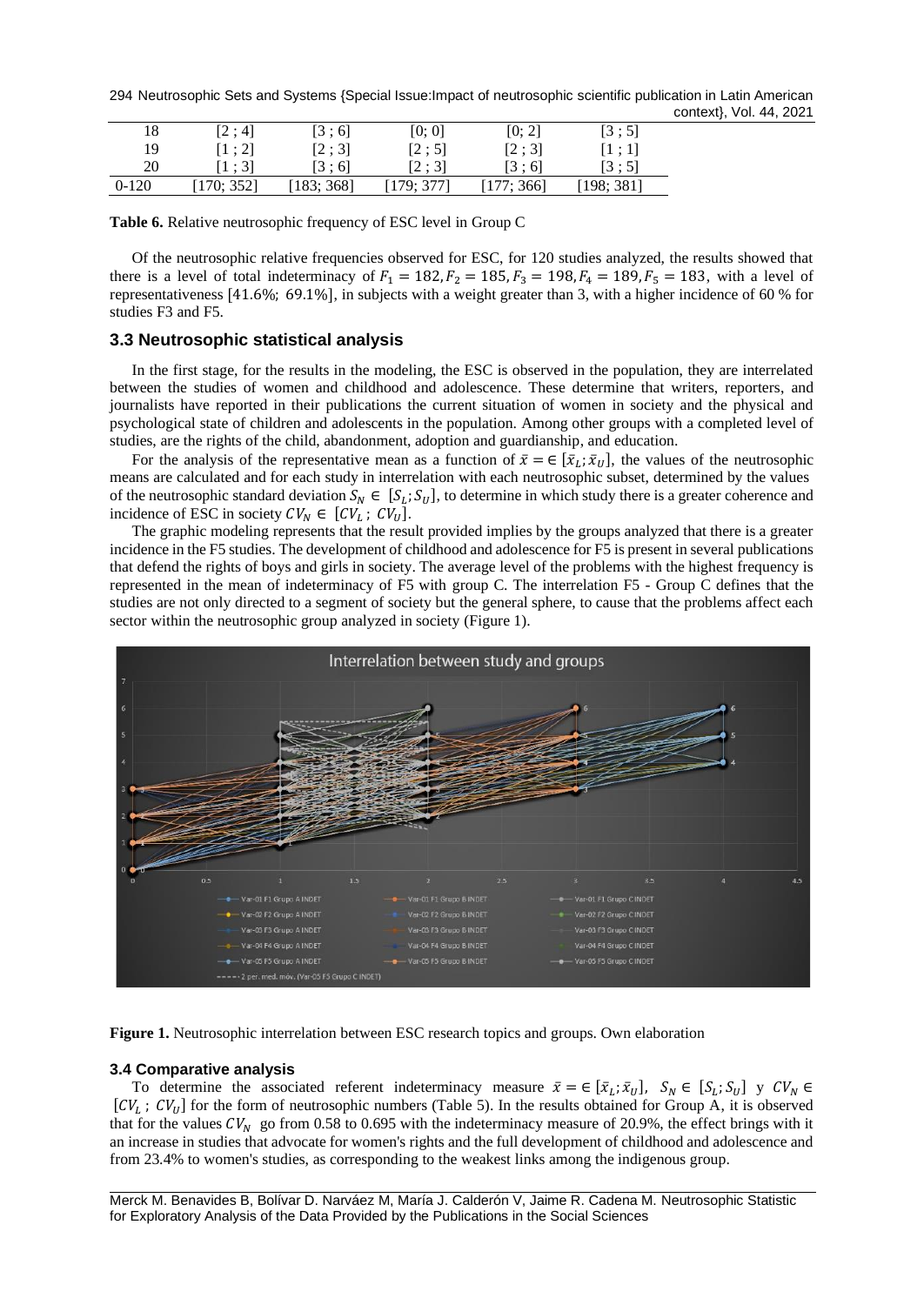| 18 | [2 ; 4] | [3 ; 6] | [0; 0] | [0; 2] | [3 ; 5] |
|---|---|---|---|---|---|
| 19 | [1 ; 2] | [2 ; 3] | [2 ; 5] | [2 ; 3] | [1 ; 1] |
| 20 | [1 ; 3] | [3 ; 6] | [2 ; 3] | [3 ; 6] | [3 ; 5] |
| 0-120 | [170; 352] | [183; 368] | [179; 377] | [177; 366] | [198; 381] |

**Table 6.** Relative neutrosophic frequency of ESC level in Group C

Of the neutrosophic relative frequencies observed for ESC, for 120 studies analyzed, the results showed that there is a level of total indeterminacy of $F_1 = 182, F_2 = 185, F_3 = 198, F_4 = 189, F_5 = 183$, with a level of representativeness $[41.6\%; 69.1\%]$, in subjects with a weight greater than 3, with a higher incidence of 60 % for studies F3 and F5.

## 3.3 Neutrosophic statistical analysis

In the first stage, for the results in the modeling, the ESC is observed in the population, they are interrelated between the studies of women and childhood and adolescence. These determine that writers, reporters, and journalists have reported in their publications the current situation of women in society and the physical and psychological state of children and adolescents in the population. Among other groups with a completed level of studies, are the rights of the child, abandonment, adoption and guardianship, and education.

For the analysis of the representative mean as a function of $\bar{x} = \in [\bar{x}_L; \bar{x}_U]$, the values of the neutrosophic means are calculated and for each study in interrelation with each neutrosophic subset, determined by the values of the neutrosophic standard deviation $S_N \in [S_L; S_U]$, to determine in which study there is a greater coherence and incidence of ESC in society $CV_N \in [CV_L ; CV_U]$.

The graphic modeling represents that the result provided implies by the groups analyzed that there is a greater incidence in the F5 studies. The development of childhood and adolescence for F5 is present in several publications that defend the rights of boys and girls in society. The average level of the problems with the highest frequency is represented in the mean of indeterminacy of F5 with group C. The interrelation F5 - Group C defines that the studies are not only directed to a segment of society but the general sphere, to cause that the problems affect each sector within the neutrosophic group analyzed in society (Figure 1).

**Figure 1.** Neutrosophic interrelation between ESC research topics and groups. Own elaboration

## 3.4 Comparative analysis

To determine the associated referent indeterminacy measure $\bar{x} = \in [\bar{x}_L; \bar{x}_U]$, $S_N \in [S_L; S_U]$ y $CV_N \in [CV_L ; CV_U]$ for the form of neutrosophic numbers (Table 5). In the results obtained for Group A, it is observed that for the values $CV_N$ go from 0.58 to 0.695 with the indeterminacy measure of 20.9%, the effect brings with it an increase in studies that advocate for women's rights and the full development of childhood and adolescence and from 23.4% to women's studies, as corresponding to the weakest links among the indigenous group.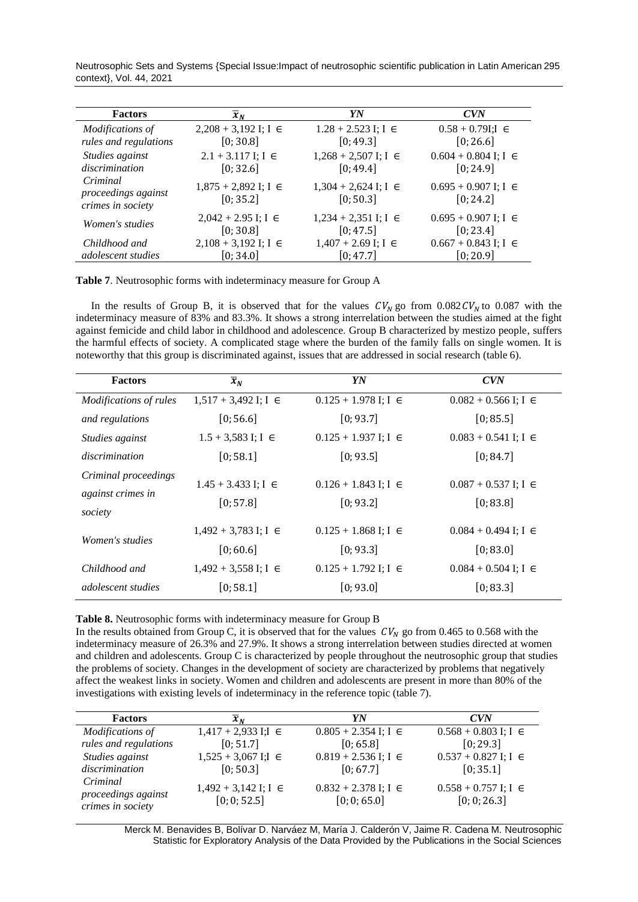| Factors | $\overline{x}_N$ | *YN* | *CVN* |
|---|---|---|---|
| *Modifications of rules and regulations* | 2,208 + 3,192 I; I ∈ [0; 30.8] | 1.28 + 2.523 I; I ∈ [0; 49.3] | 0.58 + 0.79I;I ∈ [0; 26.6] |
| *Studies against discrimination* | 2.1 + 3.117 I; I ∈ [0; 32.6] | 1,268 + 2,507 I; I ∈ [0; 49.4] | 0.604 + 0.804 I; I ∈ [0; 24.9] |
| *Criminal proceedings against crimes in society* | 1,875 + 2,892 I; I ∈ [0; 35.2] | 1,304 + 2,624 I; I ∈ [0; 50.3] | 0.695 + 0.907 I; I ∈ [0; 24.2] |
| *Women's studies* | 2,042 + 2.95 I; I ∈ [0; 30.8] | 1,234 + 2,351 I; I ∈ [0; 47.5] | 0.695 + 0.907 I; I ∈ [0; 23.4] |
| *Childhood and adolescent studies* | 2,108 + 3,192 I; I ∈ [0; 34.0] | 1,407 + 2.69 I; I ∈ [0; 47.7] | 0.667 + 0.843 I; I ∈ [0; 20.9] |

**Table 7**. Neutrosophic forms with indeterminacy measure for Group A

In the results of Group B, it is observed that for the values $CV_N$ go from $0.082CV_N$ to 0.087 with the indeterminacy measure of 83% and 83.3%. It shows a strong interrelation between the studies aimed at the fight against femicide and child labor in childhood and adolescence. Group B characterized by mestizo people, suffers the harmful effects of society. A complicated stage where the burden of the family falls on single women. It is noteworthy that this group is discriminated against, issues that are addressed in social research (table 6).

| Factors | $\overline{x}_N$ | *YN* | *CVN* |
|---|---|---|---|
| *Modifications of rules and regulations* | 1,517 + 3,492 I; I ∈ [0; 56.6] | 0.125 + 1.978 I; I ∈ [0; 93.7] | 0.082 + 0.566 I; I ∈ [0; 85.5] |
| *Studies against discrimination* | 1.5 + 3,583 I; I ∈ [0; 58.1] | 0.125 + 1.937 I; I ∈ [0; 93.5] | 0.083 + 0.541 I; I ∈ [0; 84.7] |
| *Criminal proceedings against crimes in society* | 1.45 + 3.433 I; I ∈ [0; 57.8] | 0.126 + 1.843 I; I ∈ [0; 93.2] | 0.087 + 0.537 I; I ∈ [0; 83.8] |
| *Women's studies* | 1,492 + 3,783 I; I ∈ [0; 60.6] | 0.125 + 1.868 I; I ∈ [0; 93.3] | 0.084 + 0.494 I; I ∈ [0; 83.0] |
| *Childhood and adolescent studies* | 1,492 + 3,558 I; I ∈ [0; 58.1] | 0.125 + 1.792 I; I ∈ [0; 93.0] | 0.084 + 0.504 I; I ∈ [0; 83.3] |

**Table 8.** Neutrosophic forms with indeterminacy measure for Group B

In the results obtained from Group C, it is observed that for the values $CV_N$ go from 0.465 to 0.568 with the indeterminacy measure of 26.3% and 27.9%. It shows a strong interrelation between studies directed at women and children and adolescents. Group C is characterized by people throughout the neutrosophic group that studies the problems of society. Changes in the development of society are characterized by problems that negatively affect the weakest links in society. Women and children and adolescents are present in more than 80% of the investigations with existing levels of indeterminacy in the reference topic (table 7).

| Factors | $\overline{x}_N$ | *YN* | *CVN* |
|---|---|---|---|
| *Modifications of rules and regulations* | 1,417 + 2,933 I;I ∈ [0; 51.7] | 0.805 + 2.354 I; I ∈ [0; 65.8] | 0.568 + 0.803 I; I ∈ [0; 29.3] |
| *Studies against discrimination* | 1,525 + 3,067 I;I ∈ [0; 50.3] | 0.819 + 2.536 I; I ∈ [0; 67.7] | 0.537 + 0.827 I; I ∈ [0; 35.1] |
| *Criminal proceedings against crimes in society* | 1,492 + 3,142 I; I ∈ [0; 0; 52.5] | 0.832 + 2.378 I; I ∈ [0; 0; 65.0] | 0.558 + 0.757 I; I ∈ [0; 0; 26.3] |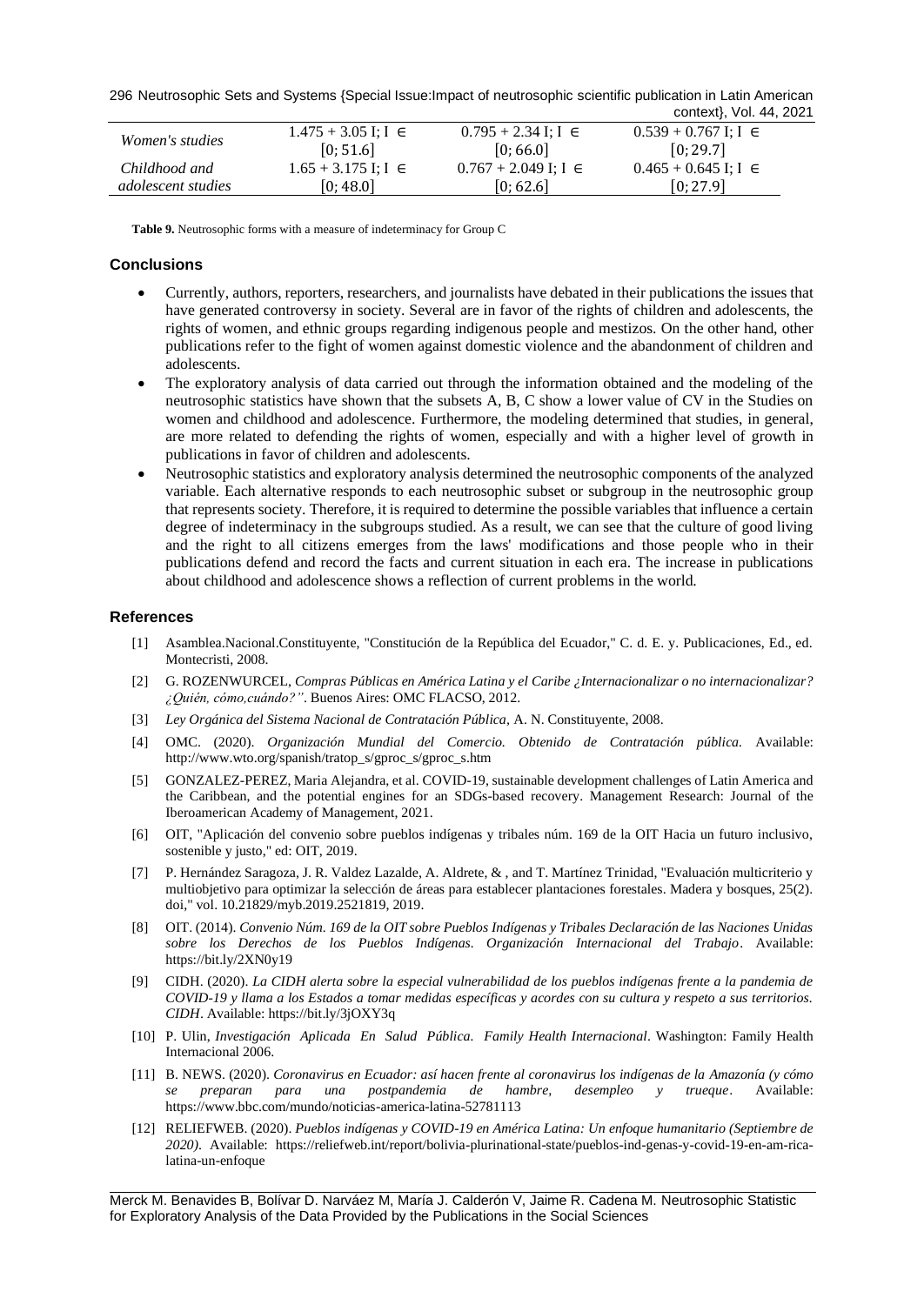| | | | |
|---|---|---|---|
| *Women's studies* | $1.475 + 3.05\,I;\ I \in [0; 51.6]$ | $0.795 + 2.34\,I;\ I \in [0; 66.0]$ | $0.539 + 0.767\,I;\ I \in [0; 29.7]$ |
| *Childhood and adolescent studies* | $1.65 + 3.175\,I;\ I \in [0; 48.0]$ | $0.767 + 2.049\,I;\ I \in [0; 62.6]$ | $0.465 + 0.645\,I;\ I \in [0; 27.9]$ |

**Table 9.** Neutrosophic forms with a measure of indeterminacy for Group C

## Conclusions

- Currently, authors, reporters, researchers, and journalists have debated in their publications the issues that have generated controversy in society. Several are in favor of the rights of children and adolescents, the rights of women, and ethnic groups regarding indigenous people and mestizos. On the other hand, other publications refer to the fight of women against domestic violence and the abandonment of children and adolescents.
- The exploratory analysis of data carried out through the information obtained and the modeling of the neutrosophic statistics have shown that the subsets A, B, C show a lower value of CV in the Studies on women and childhood and adolescence. Furthermore, the modeling determined that studies, in general, are more related to defending the rights of women, especially and with a higher level of growth in publications in favor of children and adolescents.
- Neutrosophic statistics and exploratory analysis determined the neutrosophic components of the analyzed variable. Each alternative responds to each neutrosophic subset or subgroup in the neutrosophic group that represents society. Therefore, it is required to determine the possible variables that influence a certain degree of indeterminacy in the subgroups studied. As a result, we can see that the culture of good living and the right to all citizens emerges from the laws' modifications and those people who in their publications defend and record the facts and current situation in each era. The increase in publications about childhood and adolescence shows a reflection of current problems in the world.

## References

[1] Asamblea.Nacional.Constituyente, "Constitución de la República del Ecuador," C. d. E. y. Publicaciones, Ed., ed. Montecristi, 2008.

[2] G. ROZENWURCEL, *Compras Públicas en América Latina y el Caribe ¿Internacionalizar o no internacionalizar? ¿Quién, cómo,cuándo?"*. Buenos Aires: OMC FLACSO, 2012.

[3] *Ley Orgánica del Sistema Nacional de Contratación Pública*, A. N. Constituyente, 2008.

[4] OMC. (2020). *Organización Mundial del Comercio. Obtenido de Contratación pública.* Available: http://www.wto.org/spanish/tratop_s/gproc_s/gproc_s.htm

[5] GONZALEZ-PEREZ, Maria Alejandra, et al. COVID-19, sustainable development challenges of Latin America and the Caribbean, and the potential engines for an SDGs-based recovery. Management Research: Journal of the Iberoamerican Academy of Management, 2021.

[6] OIT, "Aplicación del convenio sobre pueblos indígenas y tribales núm. 169 de la OIT Hacia un futuro inclusivo, sostenible y justo," ed: OIT, 2019.

[7] P. Hernández Saragoza, J. R. Valdez Lazalde, A. Aldrete, & , and T. Martínez Trinidad, "Evaluación multicriterio y multiobjetivo para optimizar la selección de áreas para establecer plantaciones forestales. Madera y bosques, 25(2). doi," vol. 10.21829/myb.2019.2521819, 2019.

[8] OIT. (2014). *Convenio Núm. 169 de la OIT sobre Pueblos Indígenas y Tribales Declaración de las Naciones Unidas sobre los Derechos de los Pueblos Indígenas. Organización Internacional del Trabajo*. Available: https://bit.ly/2XN0y19

[9] CIDH. (2020). *La CIDH alerta sobre la especial vulnerabilidad de los pueblos indígenas frente a la pandemia de COVID-19 y llama a los Estados a tomar medidas específicas y acordes con su cultura y respeto a sus territorios. CIDH*. Available: https://bit.ly/3jOXY3q

[10] P. Ulin, *Investigación Aplicada En Salud Pública. Family Health Internacional*. Washington: Family Health Internacional 2006.

[11] B. NEWS. (2020). *Coronavirus en Ecuador: así hacen frente al coronavirus los indígenas de la Amazonía (y cómo se preparan para una postpandemia de hambre, desempleo y trueque*. Available: https://www.bbc.com/mundo/noticias-america-latina-52781113

[12] RELIEFWEB. (2020). *Pueblos indígenas y COVID-19 en América Latina: Un enfoque humanitario (Septiembre de 2020)*. Available: https://reliefweb.int/report/bolivia-plurinational-state/pueblos-ind-genas-y-covid-19-en-am-rica-latina-un-enfoque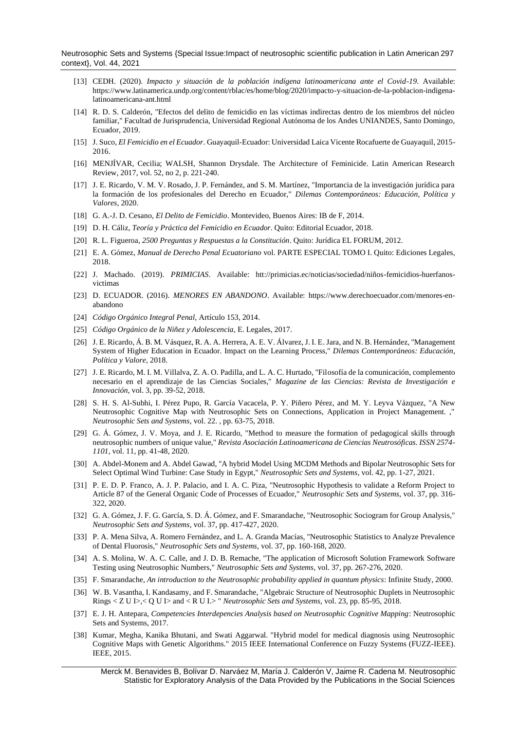[13] CEDH. (2020). *Impacto y situación de la población indígena latinoamericana ante el Covid-19*. Available: https://www.latinamerica.undp.org/content/rblac/es/home/blog/2020/impacto-y-situacion-de-la-poblacion-indigena-latinoamericana-ant.html

[14] R. D. S. Calderón, "Efectos del delito de femicidio en las víctimas indirectas dentro de los miembros del núcleo familiar," Facultad de Jurisprudencia, Universidad Regional Autónoma de los Andes UNIANDES, Santo Domingo, Ecuador, 2019.

[15] J. Suco, *El Femicidio en el Ecuador*. Guayaquil-Ecuador: Universidad Laica Vicente Rocafuerte de Guayaquil, 2015-2016.

[16] MENJÍVAR, Cecilia; WALSH, Shannon Drysdale. The Architecture of Feminicide. Latin American Research Review, 2017, vol. 52, no 2, p. 221-240.

[17] J. E. Ricardo, V. M. V. Rosado, J. P. Fernández, and S. M. Martínez, "Importancia de la investigación jurídica para la formación de los profesionales del Derecho en Ecuador," *Dilemas Contemporáneos: Educación, Política y Valores*, 2020.

[18] G. A.-J. D. Cesano, *El Delito de Femicidio*. Montevideo, Buenos Aires: IB de F, 2014.

[19] D. H. Cáliz, *Teoría y Práctica del Femicidio en Ecuador*. Quito: Editorial Ecuador, 2018.

[20] R. L. Figueroa, *2500 Preguntas y Respuestas a la Constitución*. Quito: Jurídica EL FORUM, 2012.

[21] E. A. Gómez, *Manual de Derecho Penal Ecuatoriano* vol. PARTE ESPECIAL TOMO I. Quito: Ediciones Legales, 2018.

[22] J. Machado. (2019). *PRIMICIAS*. Available: htt://primicias.ec/noticias/sociedad/niños-femicidios-huerfanos-victimas

[23] D. ECUADOR. (2016). *MENORES EN ABANDONO*. Available: https://www.derechoecuador.com/menores-en-abandono

[24] *Código Orgánico Integral Penal*, Artículo 153, 2014.

[25] *Código Orgánico de la Niñez y Adolescencia*, E. Legales, 2017.

[26] J. E. Ricardo, Á. B. M. Vásquez, R. A. A. Herrera, A. E. V. Álvarez, J. I. E. Jara, and N. B. Hernández, "Management System of Higher Education in Ecuador. Impact on the Learning Process," *Dilemas Contemporáneos: Educación, Política y Valore*, 2018.

[27] J. E. Ricardo, M. I. M. Villalva, Z. A. O. Padilla, and L. A. C. Hurtado, "Filosofía de la comunicación, complemento necesario en el aprendizaje de las Ciencias Sociales," *Magazine de las Ciencias: Revista de Investigación e Innovación*, vol. 3, pp. 39-52, 2018.

[28] S. H. S. Al-Subhi, I. Pérez Pupo, R. García Vacacela, P. Y. Piñero Pérez, and M. Y. Leyva Vázquez, "A New Neutrosophic Cognitive Map with Neutrosophic Sets on Connections, Application in Project Management. ," *Neutrosophic Sets and Systems*, vol. 22. , pp. 63-75, 2018.

[29] G. Á. Gómez, J. V. Moya, and J. E. Ricardo, "Method to measure the formation of pedagogical skills through neutrosophic numbers of unique value," *Revista Asociación Latinoamericana de Ciencias Neutrosóficas. ISSN 2574-1101*, vol. 11, pp. 41-48, 2020.

[30] A. Abdel-Monem and A. Abdel Gawad, "A hybrid Model Using MCDM Methods and Bipolar Neutrosophic Sets for Select Optimal Wind Turbine: Case Study in Egypt," *Neutrosophic Sets and Systems*, vol. 42, pp. 1-27, 2021.

[31] P. E. D. P. Franco, A. J. P. Palacio, and I. A. C. Piza, "Neutrosophic Hypothesis to validate a Reform Project to Article 87 of the General Organic Code of Processes of Ecuador," *Neutrosophic Sets and Systems*, vol. 37, pp. 316-322, 2020.

[32] G. A. Gómez, J. F. G. García, S. D. Á. Gómez, and F. Smarandache, "Neutrosophic Sociogram for Group Analysis," *Neutrosophic Sets and Systems*, vol. 37, pp. 417-427, 2020.

[33] P. A. Mena Silva, A. Romero Fernández, and L. A. Granda Macías, "Neutrosophic Statistics to Analyze Prevalence of Dental Fluorosis," *Neutrosophic Sets and Systems*, vol. 37, pp. 160-168, 2020.

[34] A. S. Molina, W. A. C. Calle, and J. D. B. Remache, "The application of Microsoft Solution Framework Software Testing using Neutrosophic Numbers," *Neutrosophic Sets and Systems*, vol. 37, pp. 267-276, 2020.

[35] F. Smarandache, *An introduction to the Neutrosophic probability applied in quantum physics*: Infinite Study, 2000.

[36] W. B. Vasantha, I. Kandasamy, and F. Smarandache, "Algebraic Structure of Neutrosophic Duplets in Neutrosophic Rings < Z U I>,< Q U I> and < R U I.> " *Neutrosophic Sets and Systems*, vol. 23, pp. 85-95, 2018.

[37] E. J. H. Antepara, *Competencies Interdepencies Analysis based on Neutrosophic Cognitive Mapping*: Neutrosophic Sets and Systems, 2017.

[38] Kumar, Megha, Kanika Bhutani, and Swati Aggarwal. "Hybrid model for medical diagnosis using Neutrosophic Cognitive Maps with Genetic Algorithms." 2015 IEEE International Conference on Fuzzy Systems (FUZZ-IEEE). IEEE, 2015.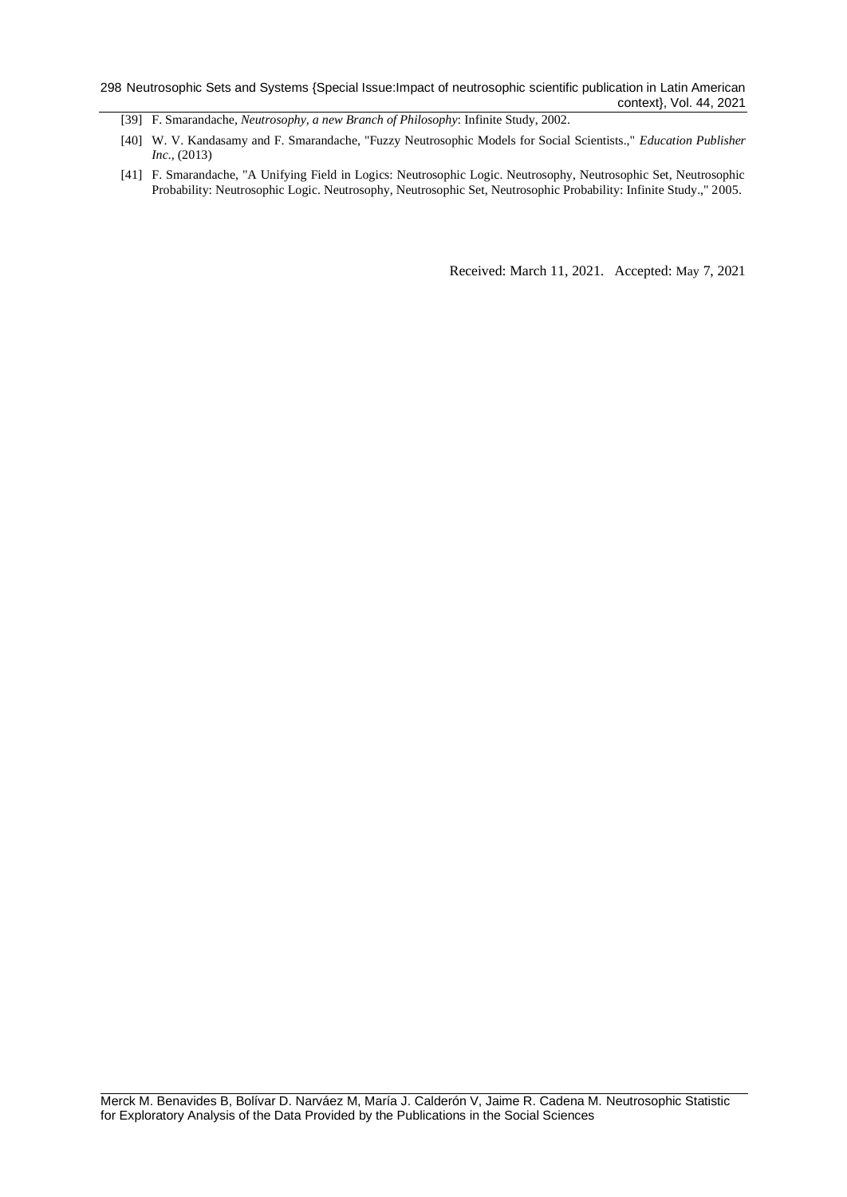[39] F. Smarandache, *Neutrosophy, a new Branch of Philosophy*: Infinite Study, 2002.

[40] W. V. Kandasamy and F. Smarandache, "Fuzzy Neutrosophic Models for Social Scientists.," *Education Publisher Inc.*, (2013)

[41] F. Smarandache, "A Unifying Field in Logics: Neutrosophic Logic. Neutrosophy, Neutrosophic Set, Neutrosophic Probability: Neutrosophic Logic. Neutrosophy, Neutrosophic Set, Neutrosophic Probability: Infinite Study.," 2005.

Received: March 11, 2021. Accepted: May 7, 2021